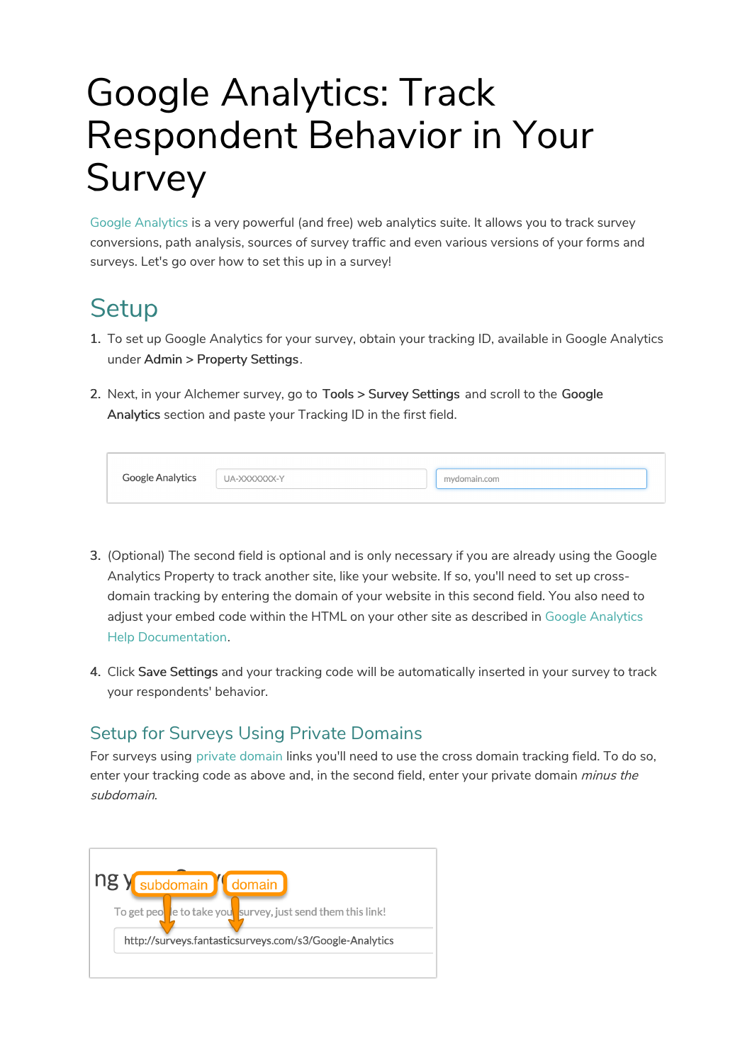# Google Analytics: Track Respondent Behavior in Your Survey

Google Analytics is a very powerful (and free) web analytics suite. It allows you to track survey conversions, path analysis, sources of survey traffic and even various versions of your forms and surveys. Let's go over how to set this up in a survey!

## Setup

1. To set up Google Analytics for your survey, obtain your tracking ID, available in Google Analytics under **Admin** > **Property Settings**.

2. Next, in your Alchemer survey, go to **Tools** > **Survey Settings** and scroll to the **Google Analytics** section and paste your Tracking ID in the first field.

3. (Optional) The second field is optional and is only necessary if you are already using the Google Analytics Property to track another site, like your website. If so, you'll need to set up cross-domain tracking by entering the domain of your website in this second field. You also need to adjust your embed code within the HTML on your other site as described in Google Analytics Help Documentation.

4. Click **Save Settings** and your tracking code will be automatically inserted in your survey to track your respondents' behavior.

### Setup for Surveys Using Private Domains

For surveys using private domain links you'll need to use the cross domain tracking field. To do so, enter your tracking code as above and, in the second field, enter your private domain *minus the subdomain*.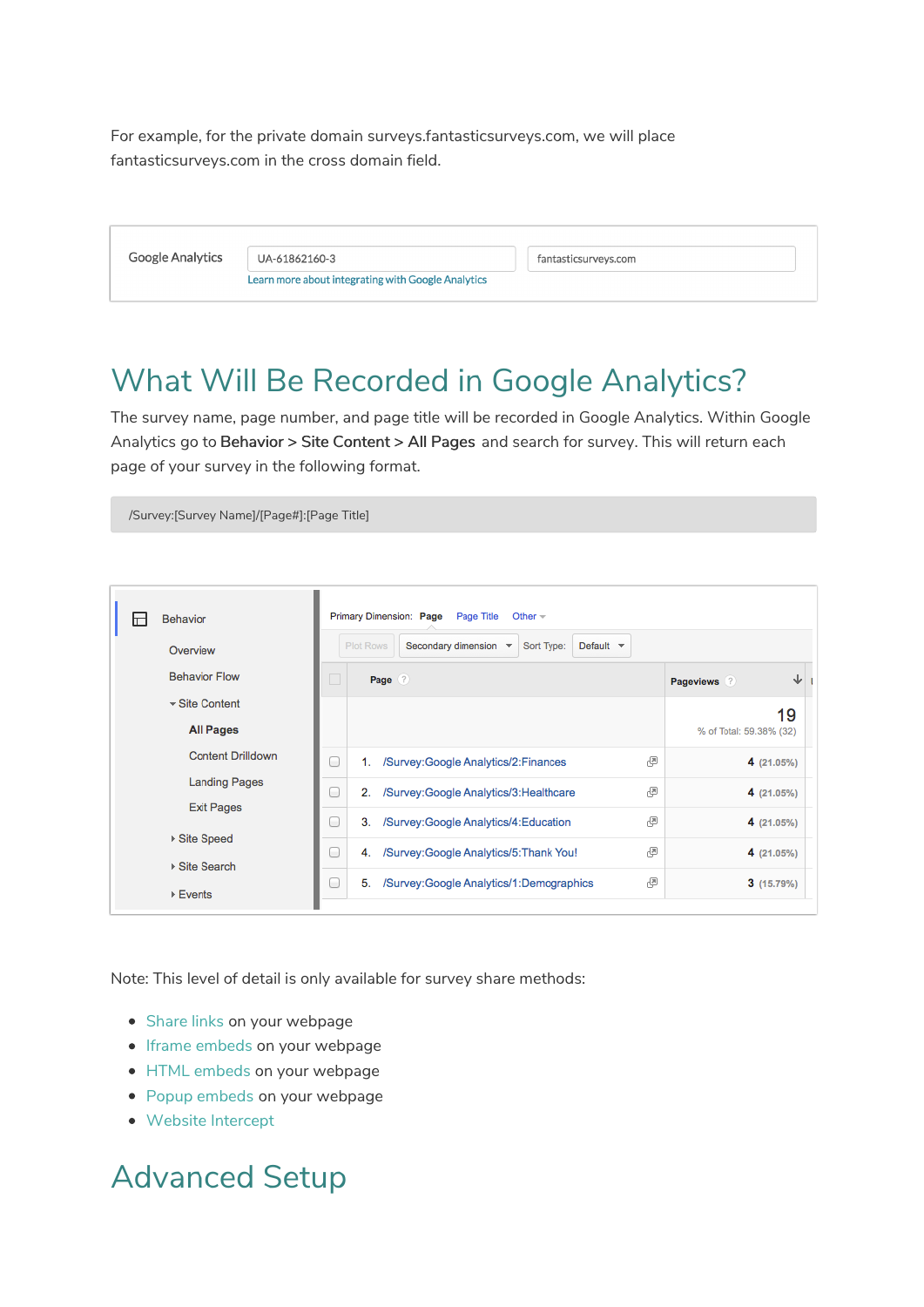For example, for the private domain surveys.fantasticsurveys.com, we will place fantasticsurveys.com in the cross domain field.

| Google Analytics | UA-61862160-3 | fantasticsurveys.com |
|---|---|---|
| | Learn more about integrating with Google Analytics | |

# What Will Be Recorded in Google Analytics?

The survey name, page number, and page title will be recorded in Google Analytics. Within Google Analytics go to **Behavior > Site Content > All Pages** and search for survey. This will return each page of your survey in the following format.

```
/Survey:[Survey Name]/[Page#]:[Page Title]
```

Behavior
- Overview
- Behavior Flow
- Site Content
  - **All Pages**
  - Content Drilldown
  - Landing Pages
  - Exit Pages
- Site Speed
- Site Search
- Events

Primary Dimension: **Page** Page Title Other

Plot Rows | Secondary dimension | Sort Type: Default

| | Page | Pageviews |
|---|---|---|
| | | 19 <br> % of Total: 59.38% (32) |
| 1. | /Survey:Google Analytics/2:Finances | 4 (21.05%) |
| 2. | /Survey:Google Analytics/3:Healthcare | 4 (21.05%) |
| 3. | /Survey:Google Analytics/4:Education | 4 (21.05%) |
| 4. | /Survey:Google Analytics/5:Thank You! | 4 (21.05%) |
| 5. | /Survey:Google Analytics/1:Demographics | 3 (15.79%) |

Note: This level of detail is only available for survey share methods:

- Share links on your webpage
- Iframe embeds on your webpage
- HTML embeds on your webpage
- Popup embeds on your webpage
- Website Intercept

# Advanced Setup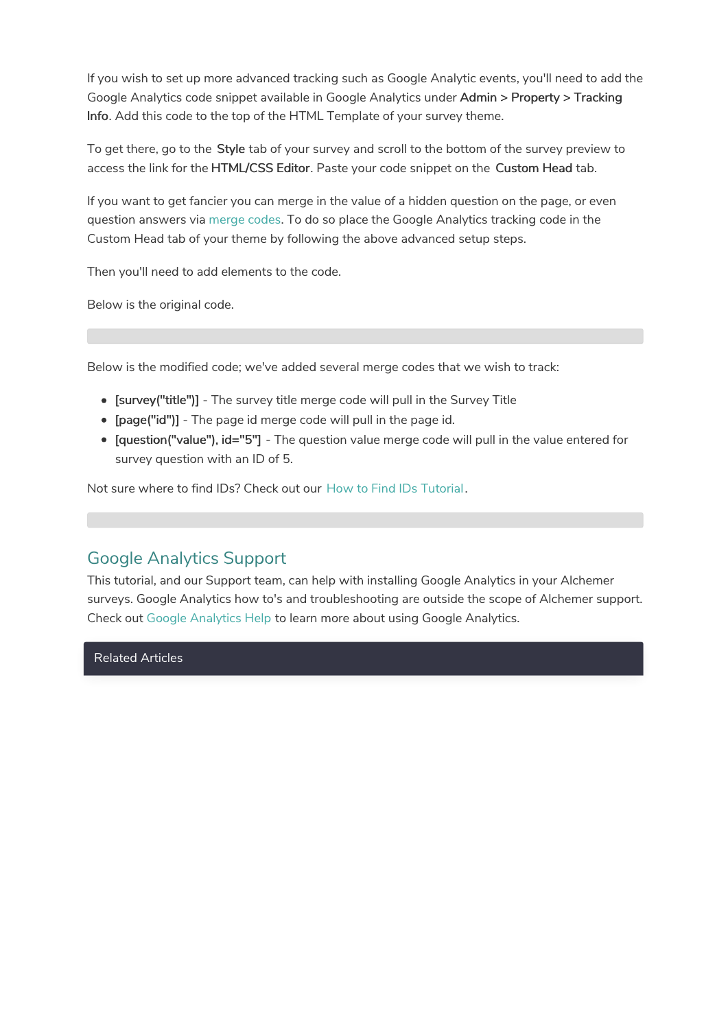If you wish to set up more advanced tracking such as Google Analytic events, you'll need to add the Google Analytics code snippet available in Google Analytics under **Admin > Property > Tracking Info**. Add this code to the top of the HTML Template of your survey theme.

To get there, go to the **Style** tab of your survey and scroll to the bottom of the survey preview to access the link for the **HTML/CSS Editor**. Paste your code snippet on the **Custom Head** tab.

If you want to get fancier you can merge in the value of a hidden question on the page, or even question answers via merge codes. To do so place the Google Analytics tracking code in the Custom Head tab of your theme by following the above advanced setup steps.

Then you'll need to add elements to the code.

Below is the original code.

Below is the modified code; we've added several merge codes that we wish to track:

- **[survey("title")]** - The survey title merge code will pull in the Survey Title
- **[page("id")]** - The page id merge code will pull in the page id.
- **[question("value"), id="5"]** - The question value merge code will pull in the value entered for survey question with an ID of 5.

Not sure where to find IDs? Check out our How to Find IDs Tutorial.

## Google Analytics Support

This tutorial, and our Support team, can help with installing Google Analytics in your Alchemer surveys. Google Analytics how to's and troubleshooting are outside the scope of Alchemer support. Check out Google Analytics Help to learn more about using Google Analytics.

Related Articles